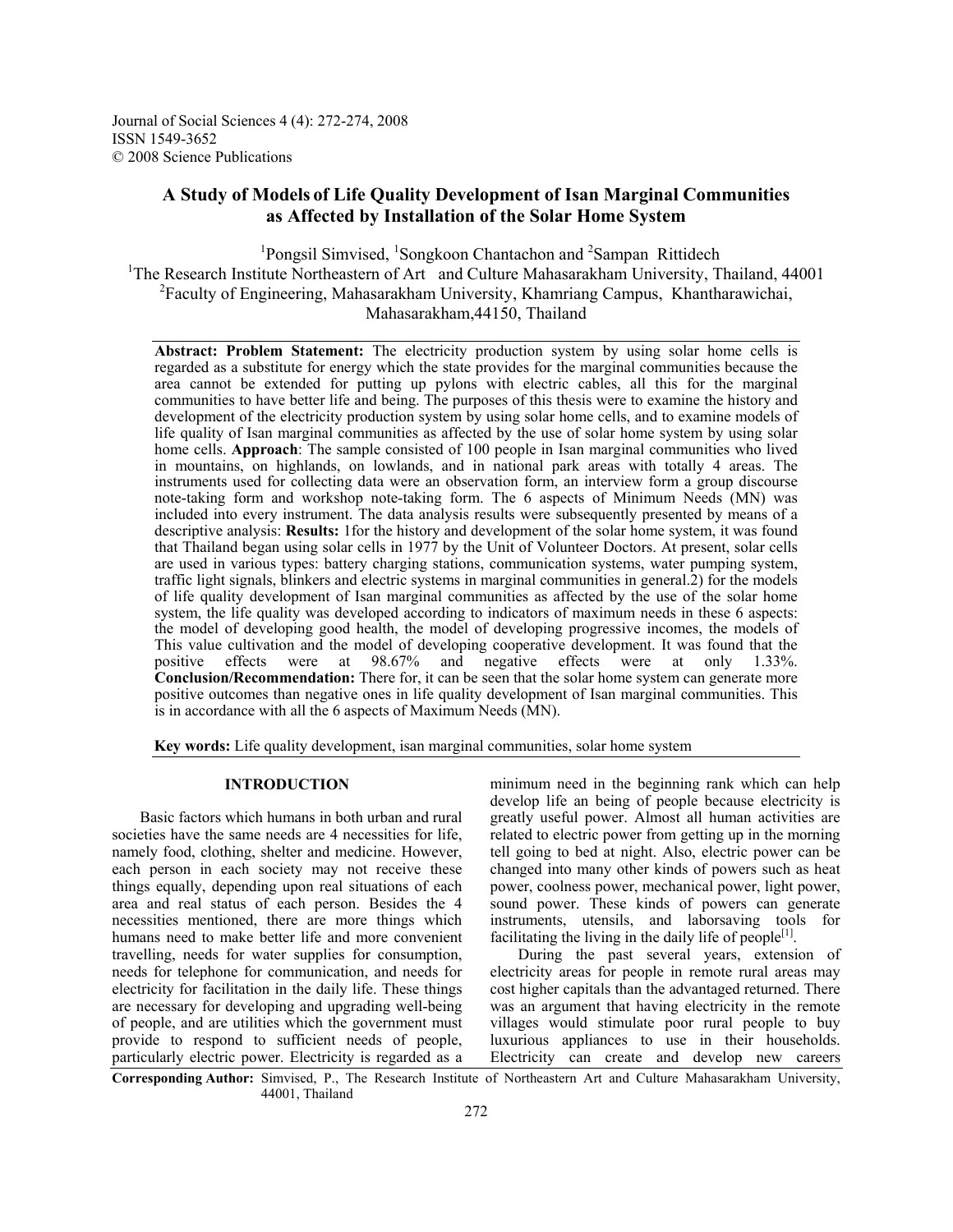# A Study of Models of Life Quality Development of Isan Marginal Communities as Affected by Installation of the Solar Home System

[1]Pongsil Simvised, [1]Songkoon Chantachon and [2]Sampan Rittidech

[1]The Research Institute Northeastern of Art and Culture Mahasarakham University, Thailand, 44001

[2]Faculty of Engineering, Mahasarakham University, Khamriang Campus, Khantharawichai, Mahasarakham,44150, Thailand

**Abstract: Problem Statement:** The electricity production system by using solar home cells is regarded as a substitute for energy which the state provides for the marginal communities because the area cannot be extended for putting up pylons with electric cables, all this for the marginal communities to have better life and being. The purposes of this thesis were to examine the history and development of the electricity production system by using solar home cells, and to examine models of life quality of Isan marginal communities as affected by the use of solar home system by using solar home cells. **Approach**: The sample consisted of 100 people in Isan marginal communities who lived in mountains, on highlands, on lowlands, and in national park areas with totally 4 areas. The instruments used for collecting data were an observation form, an interview form a group discourse note-taking form and workshop note-taking form. The 6 aspects of Minimum Needs (MN) was included into every instrument. The data analysis results were subsequently presented by means of a descriptive analysis: **Results:** 1for the history and development of the solar home system, it was found that Thailand began using solar cells in 1977 by the Unit of Volunteer Doctors. At present, solar cells are used in various types: battery charging stations, communication systems, water pumping system, traffic light signals, blinkers and electric systems in marginal communities in general.2) for the models of life quality development of Isan marginal communities as affected by the use of the solar home system, the life quality was developed according to indicators of maximum needs in these 6 aspects: the model of developing good health, the model of developing progressive incomes, the models of This value cultivation and the model of developing cooperative development. It was found that the positive effects were at 98.67% and negative effects were at only 1.33%. **Conclusion/Recommendation:** There for, it can be seen that the solar home system can generate more positive outcomes than negative ones in life quality development of Isan marginal communities. This is in accordance with all the 6 aspects of Maximum Needs (MN).

**Key words:** Life quality development, isan marginal communities, solar home system

## INTRODUCTION

Basic factors which humans in both urban and rural societies have the same needs are 4 necessities for life, namely food, clothing, shelter and medicine. However, each person in each society may not receive these things equally, depending upon real situations of each area and real status of each person. Besides the 4 necessities mentioned, there are more things which humans need to make better life and more convenient travelling, needs for water supplies for consumption, needs for telephone for communication, and needs for electricity for facilitation in the daily life. These things are necessary for developing and upgrading well-being of people, and are utilities which the government must provide to respond to sufficient needs of people, particularly electric power. Electricity is regarded as a minimum need in the beginning rank which can help develop life an being of people because electricity is greatly useful power. Almost all human activities are related to electric power from getting up in the morning tell going to bed at night. Also, electric power can be changed into many other kinds of powers such as heat power, coolness power, mechanical power, light power, sound power. These kinds of powers can generate instruments, utensils, and laborsaving tools for facilitating the living in the daily life of people[1].

During the past several years, extension of electricity areas for people in remote rural areas may cost higher capitals than the advantaged returned. There was an argument that having electricity in the remote villages would stimulate poor rural people to buy luxurious appliances to use in their households. Electricity can create and develop new careers

**Corresponding Author:** Simvised, P., The Research Institute of Northeastern Art and Culture Mahasarakham University, 44001, Thailand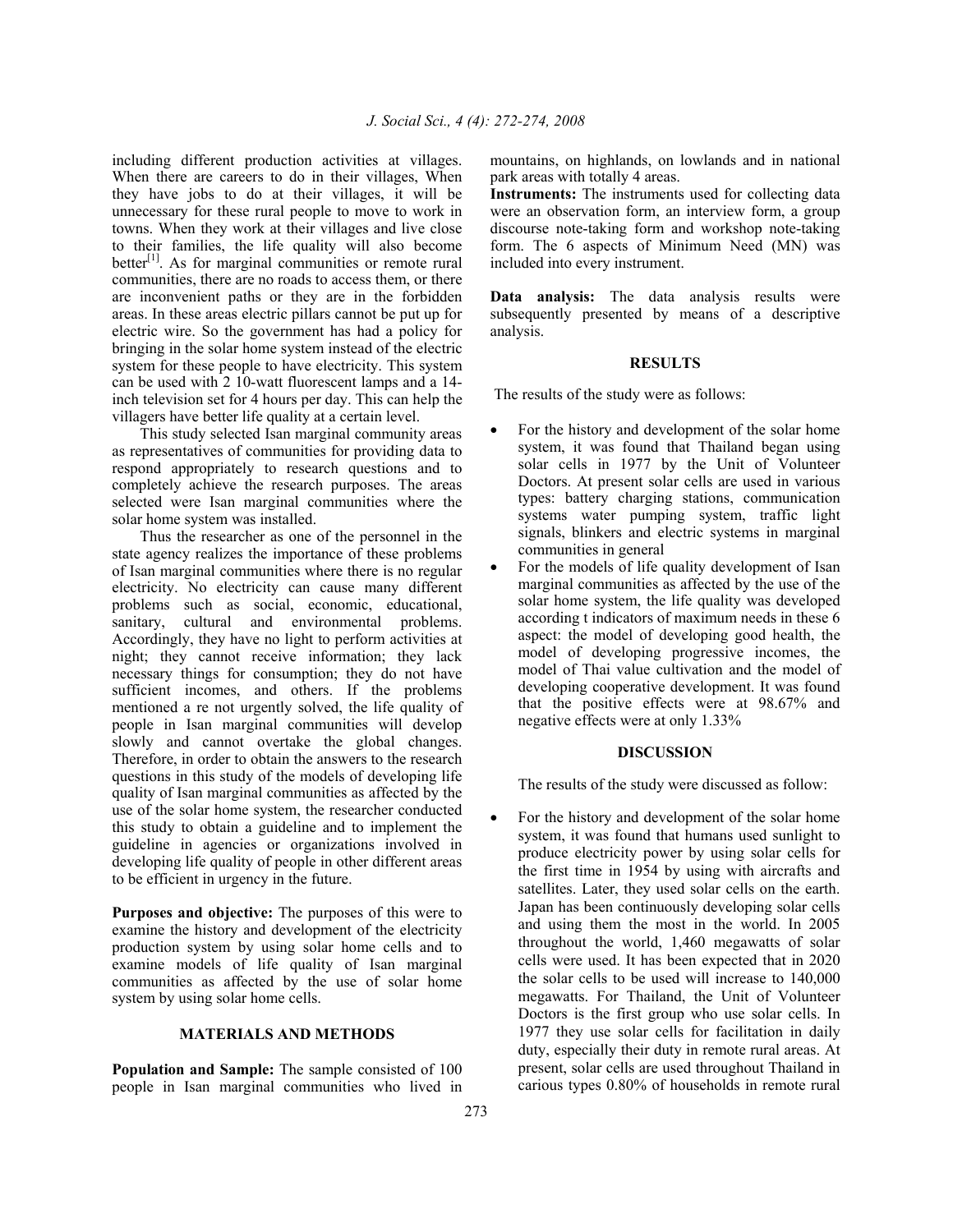including different production activities at villages. When there are careers to do in their villages, When they have jobs to do at their villages, it will be unnecessary for these rural people to move to work in towns. When they work at their villages and live close to their families, the life quality will also become better[1]. As for marginal communities or remote rural communities, there are no roads to access them, or there are inconvenient paths or they are in the forbidden areas. In these areas electric pillars cannot be put up for electric wire. So the government has had a policy for bringing in the solar home system instead of the electric system for these people to have electricity. This system can be used with 2 10-watt fluorescent lamps and a 14-inch television set for 4 hours per day. This can help the villagers have better life quality at a certain level.

This study selected Isan marginal community areas as representatives of communities for providing data to respond appropriately to research questions and to completely achieve the research purposes. The areas selected were Isan marginal communities where the solar home system was installed.

Thus the researcher as one of the personnel in the state agency realizes the importance of these problems of Isan marginal communities where there is no regular electricity. No electricity can cause many different problems such as social, economic, educational, sanitary, cultural and environmental problems. Accordingly, they have no light to perform activities at night; they cannot receive information; they lack necessary things for consumption; they do not have sufficient incomes, and others. If the problems mentioned a re not urgently solved, the life quality of people in Isan marginal communities will develop slowly and cannot overtake the global changes. Therefore, in order to obtain the answers to the research questions in this study of the models of developing life quality of Isan marginal communities as affected by the use of the solar home system, the researcher conducted this study to obtain a guideline and to implement the guideline in agencies or organizations involved in developing life quality of people in other different areas to be efficient in urgency in the future.

**Purposes and objective:** The purposes of this were to examine the history and development of the electricity production system by using solar home cells and to examine models of life quality of Isan marginal communities as affected by the use of solar home system by using solar home cells.

## MATERIALS AND METHODS

**Population and Sample:** The sample consisted of 100 people in Isan marginal communities who lived in mountains, on highlands, on lowlands and in national park areas with totally 4 areas.

**Instruments:** The instruments used for collecting data were an observation form, an interview form, a group discourse note-taking form and workshop note-taking form. The 6 aspects of Minimum Need (MN) was included into every instrument.

**Data analysis:** The data analysis results were subsequently presented by means of a descriptive analysis.

## RESULTS

The results of the study were as follows:

- For the history and development of the solar home system, it was found that Thailand began using solar cells in 1977 by the Unit of Volunteer Doctors. At present solar cells are used in various types: battery charging stations, communication systems water pumping system, traffic light signals, blinkers and electric systems in marginal communities in general
- For the models of life quality development of Isan marginal communities as affected by the use of the solar home system, the life quality was developed according t indicators of maximum needs in these 6 aspect: the model of developing good health, the model of developing progressive incomes, the model of Thai value cultivation and the model of developing cooperative development. It was found that the positive effects were at 98.67% and negative effects were at only 1.33%

## DISCUSSION

The results of the study were discussed as follow:

- For the history and development of the solar home system, it was found that humans used sunlight to produce electricity power by using solar cells for the first time in 1954 by using with aircrafts and satellites. Later, they used solar cells on the earth. Japan has been continuously developing solar cells and using them the most in the world. In 2005 throughout the world, 1,460 megawatts of solar cells were used. It has been expected that in 2020 the solar cells to be used will increase to 140,000 megawatts. For Thailand, the Unit of Volunteer Doctors is the first group who use solar cells. In 1977 they use solar cells for facilitation in daily duty, especially their duty in remote rural areas. At present, solar cells are used throughout Thailand in carious types 0.80% of households in remote rural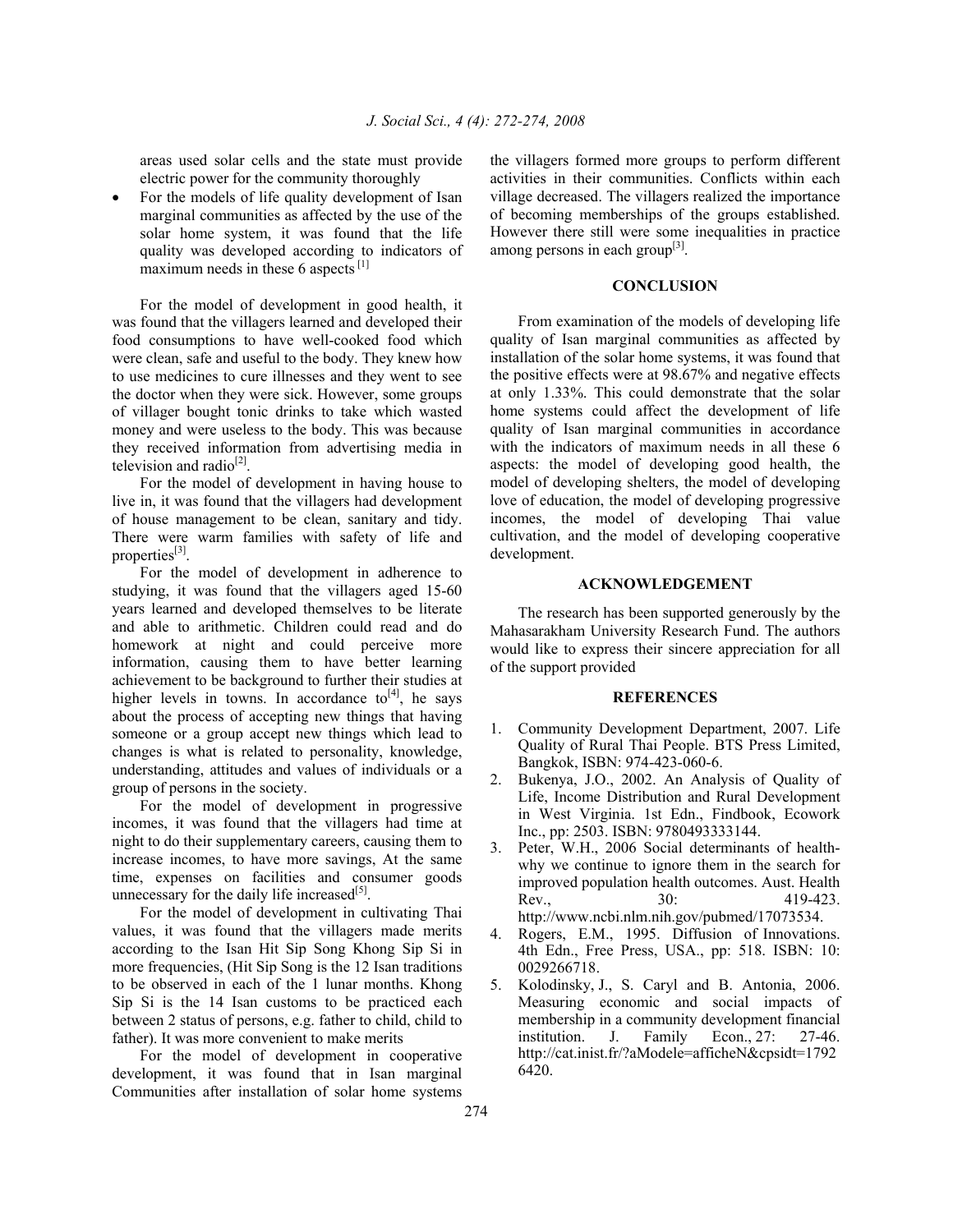areas used solar cells and the state must provide electric power for the community thoroughly

- For the models of life quality development of Isan marginal communities as affected by the use of the solar home system, it was found that the life quality was developed according to indicators of maximum needs in these 6 aspects [1]

For the model of development in good health, it was found that the villagers learned and developed their food consumptions to have well-cooked food which were clean, safe and useful to the body. They knew how to use medicines to cure illnesses and they went to see the doctor when they were sick. However, some groups of villager bought tonic drinks to take which wasted money and were useless to the body. This was because they received information from advertising media in television and radio[2].

For the model of development in having house to live in, it was found that the villagers had development of house management to be clean, sanitary and tidy. There were warm families with safety of life and properties[3].

For the model of development in adherence to studying, it was found that the villagers aged 15-60 years learned and developed themselves to be literate and able to arithmetic. Children could read and do homework at night and could perceive more information, causing them to have better learning achievement to be background to further their studies at higher levels in towns. In accordance to[4], he says about the process of accepting new things that having someone or a group accept new things which lead to changes is what is related to personality, knowledge, understanding, attitudes and values of individuals or a group of persons in the society.

For the model of development in progressive incomes, it was found that the villagers had time at night to do their supplementary careers, causing them to increase incomes, to have more savings, At the same time, expenses on facilities and consumer goods unnecessary for the daily life increased[5].

For the model of development in cultivating Thai values, it was found that the villagers made merits according to the Isan Hit Sip Song Khong Sip Si in more frequencies, (Hit Sip Song is the 12 Isan traditions to be observed in each of the 1 lunar months. Khong Sip Si is the 14 Isan customs to be practiced each between 2 status of persons, e.g. father to child, child to father). It was more convenient to make merits

For the model of development in cooperative development, it was found that in Isan marginal Communities after installation of solar home systems the villagers formed more groups to perform different activities in their communities. Conflicts within each village decreased. The villagers realized the importance of becoming memberships of the groups established. However there still were some inequalities in practice among persons in each group[3].

## CONCLUSION

From examination of the models of developing life quality of Isan marginal communities as affected by installation of the solar home systems, it was found that the positive effects were at 98.67% and negative effects at only 1.33%. This could demonstrate that the solar home systems could affect the development of life quality of Isan marginal communities in accordance with the indicators of maximum needs in all these 6 aspects: the model of developing good health, the model of developing shelters, the model of developing love of education, the model of developing progressive incomes, the model of developing Thai value cultivation, and the model of developing cooperative development.

## ACKNOWLEDGEMENT

The research has been supported generously by the Mahasarakham University Research Fund. The authors would like to express their sincere appreciation for all of the support provided

## REFERENCES

1. Community Development Department, 2007. Life Quality of Rural Thai People. BTS Press Limited, Bangkok, ISBN: 974-423-060-6.
2. Bukenya, J.O., 2002. An Analysis of Quality of Life, Income Distribution and Rural Development in West Virginia. 1st Edn., Findbook, Ecowork Inc., pp: 2503. ISBN: 9780493333144.
3. Peter, W.H., 2006 Social determinants of health-why we continue to ignore them in the search for improved population health outcomes. Aust. Health Rev., 30: 419-423. http://www.ncbi.nlm.nih.gov/pubmed/17073534.
4. Rogers, E.M., 1995. Diffusion of Innovations. 4th Edn., Free Press, USA., pp: 518. ISBN: 10: 0029266718.
5. Kolodinsky, J., S. Caryl and B. Antonia, 2006. Measuring economic and social impacts of membership in a community development financial institution. J. Family Econ., 27: 27-46. http://cat.inist.fr/?aModele=afficheN&cpsidt=17926420.